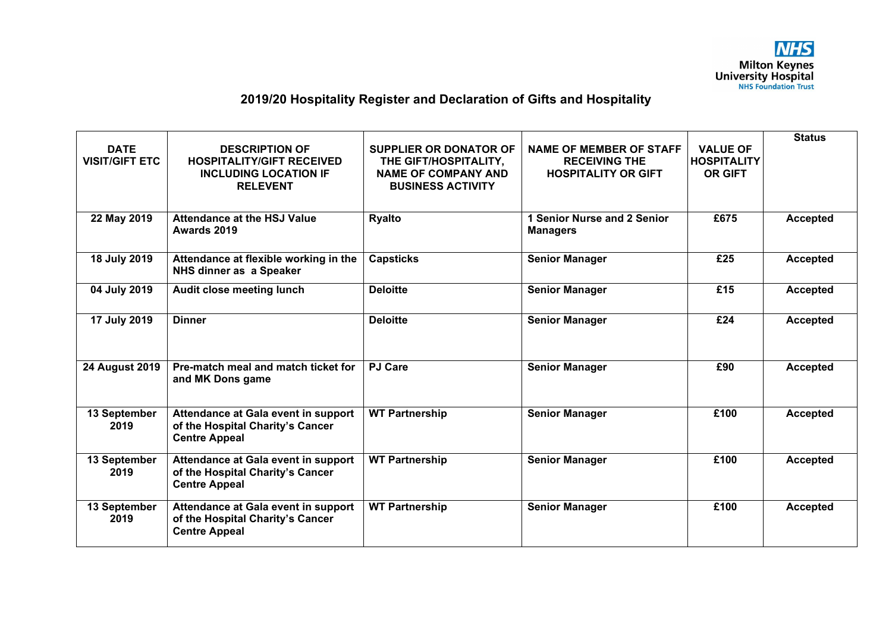NHS
Milton Keynes
University Hospital
NHS Foundation Trust

# 2019/20 Hospitality Register and Declaration of Gifts and Hospitality

| DATE VISIT/GIFT ETC | DESCRIPTION OF HOSPITALITY/GIFT RECEIVED INCLUDING LOCATION IF RELEVENT | SUPPLIER OR DONATOR OF THE GIFT/HOSPITALITY, NAME OF COMPANY AND BUSINESS ACTIVITY | NAME OF MEMBER OF STAFF RECEIVING THE HOSPITALITY OR GIFT | VALUE OF HOSPITALITY OR GIFT | Status |
|---|---|---|---|---|---|
| **22 May 2019** | **Attendance at the HSJ Value Awards 2019** | **Ryalto** | **1 Senior Nurse and 2 Senior Managers** | **£675** | **Accepted** |
| **18 July 2019** | **Attendance at flexible working in the NHS dinner as a Speaker** | **Capsticks** | **Senior Manager** | **£25** | **Accepted** |
| **04 July 2019** | **Audit close meeting lunch** | **Deloitte** | **Senior Manager** | **£15** | **Accepted** |
| **17 July 2019** | **Dinner** | **Deloitte** | **Senior Manager** | **£24** | **Accepted** |
| **24 August 2019** | **Pre-match meal and match ticket for and MK Dons game** | **PJ Care** | **Senior Manager** | **£90** | **Accepted** |
| **13 September 2019** | **Attendance at Gala event in support of the Hospital Charity's Cancer Centre Appeal** | **WT Partnership** | **Senior Manager** | **£100** | **Accepted** |
| **13 September 2019** | **Attendance at Gala event in support of the Hospital Charity's Cancer Centre Appeal** | **WT Partnership** | **Senior Manager** | **£100** | **Accepted** |
| **13 September 2019** | **Attendance at Gala event in support of the Hospital Charity's Cancer Centre Appeal** | **WT Partnership** | **Senior Manager** | **£100** | **Accepted** |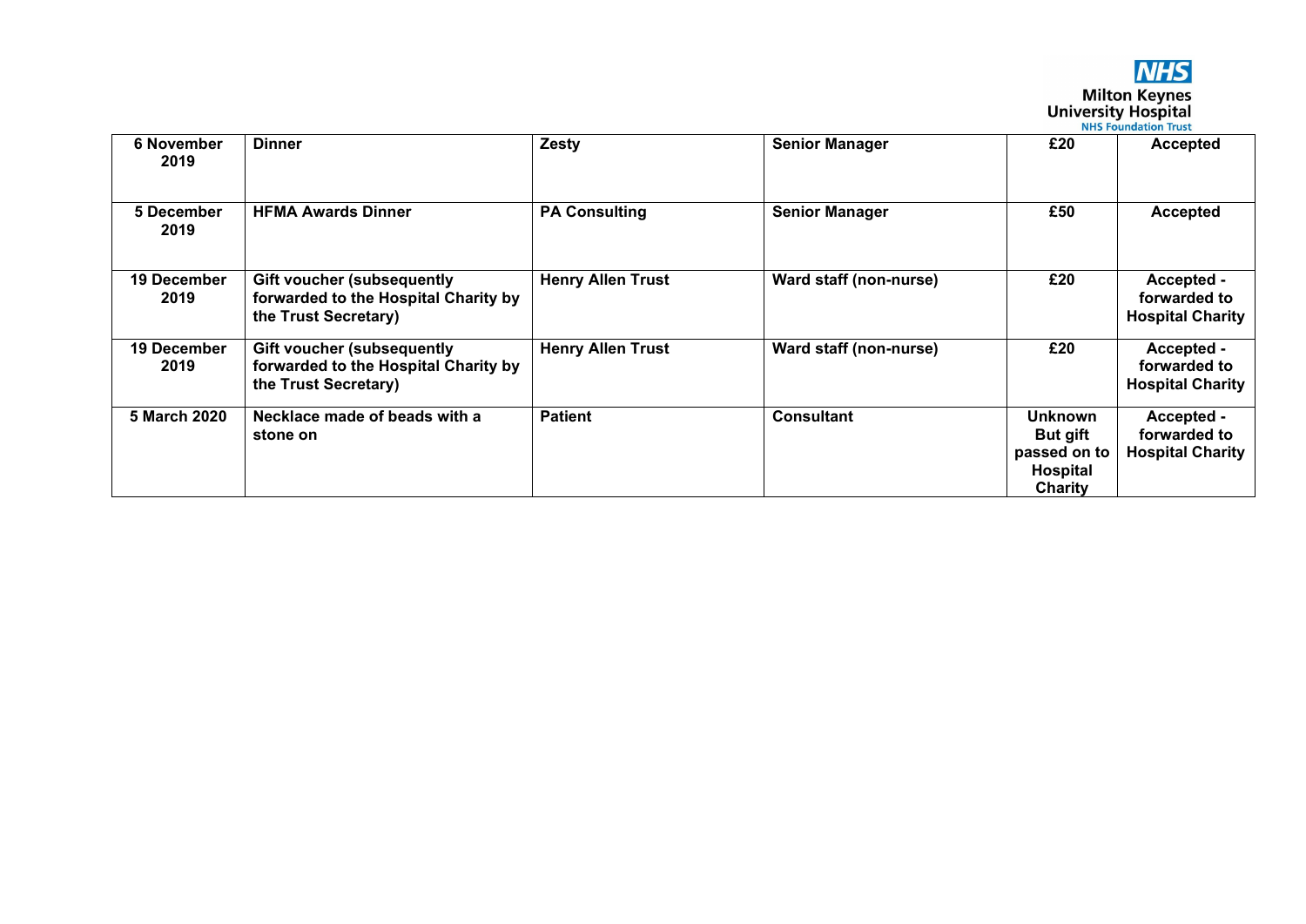| | | | | | |
|---|---|---|---|---|---|
| **6 November 2019** | **Dinner** | **Zesty** | **Senior Manager** | **£20** | **Accepted** |
| **5 December 2019** | **HFMA Awards Dinner** | **PA Consulting** | **Senior Manager** | **£50** | **Accepted** |
| **19 December 2019** | **Gift voucher (subsequently forwarded to the Hospital Charity by the Trust Secretary)** | **Henry Allen Trust** | **Ward staff (non-nurse)** | **£20** | **Accepted - forwarded to Hospital Charity** |
| **19 December 2019** | **Gift voucher (subsequently forwarded to the Hospital Charity by the Trust Secretary)** | **Henry Allen Trust** | **Ward staff (non-nurse)** | **£20** | **Accepted - forwarded to Hospital Charity** |
| **5 March 2020** | **Necklace made of beads with a stone on** | **Patient** | **Consultant** | **Unknown But gift passed on to Hospital Charity** | **Accepted - forwarded to Hospital Charity** |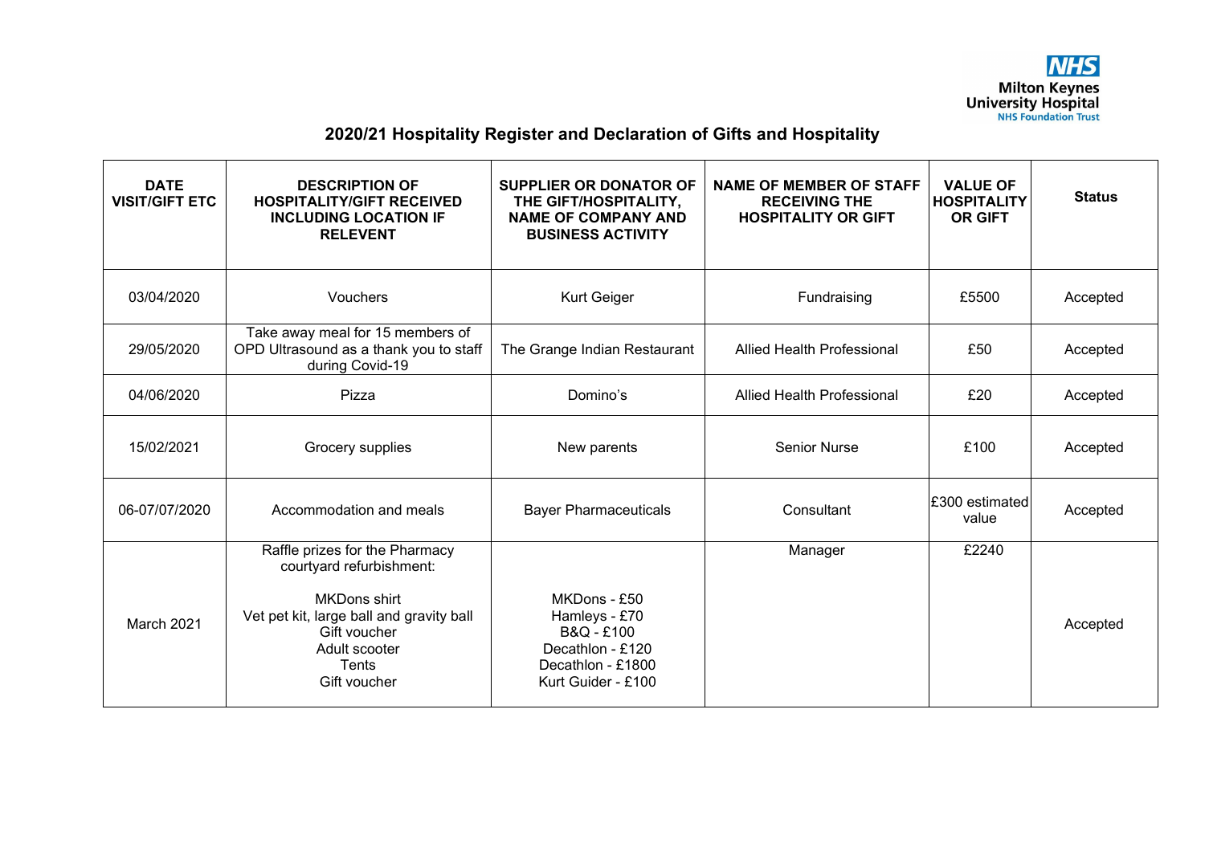NHS
**Milton Keynes University Hospital**
NHS Foundation Trust

# 2020/21 Hospitality Register and Declaration of Gifts and Hospitality

| DATE VISIT/GIFT ETC | DESCRIPTION OF HOSPITALITY/GIFT RECEIVED INCLUDING LOCATION IF RELEVENT | SUPPLIER OR DONATOR OF THE GIFT/HOSPITALITY, NAME OF COMPANY AND BUSINESS ACTIVITY | NAME OF MEMBER OF STAFF RECEIVING THE HOSPITALITY OR GIFT | VALUE OF HOSPITALITY OR GIFT | Status |
|---|---|---|---|---|---|
| 03/04/2020 | Vouchers | Kurt Geiger | Fundraising | £5500 | Accepted |
| 29/05/2020 | Take away meal for 15 members of OPD Ultrasound as a thank you to staff during Covid-19 | The Grange Indian Restaurant | Allied Health Professional | £50 | Accepted |
| 04/06/2020 | Pizza | Domino’s | Allied Health Professional | £20 | Accepted |
| 15/02/2021 | Grocery supplies | New parents | Senior Nurse | £100 | Accepted |
| 06-07/07/2020 | Accommodation and meals | Bayer Pharmaceuticals | Consultant | £300 estimated value | Accepted |
| March 2021 | Raffle prizes for the Pharmacy courtyard refurbishment:<br><br>MKDons shirt<br>Vet pet kit, large ball and gravity ball<br>Gift voucher<br>Adult scooter<br>Tents<br>Gift voucher | MKDons - £50<br>Hamleys - £70<br>B&Q - £100<br>Decathlon - £120<br>Decathlon - £1800<br>Kurt Guider - £100 | Manager | £2240 | Accepted |